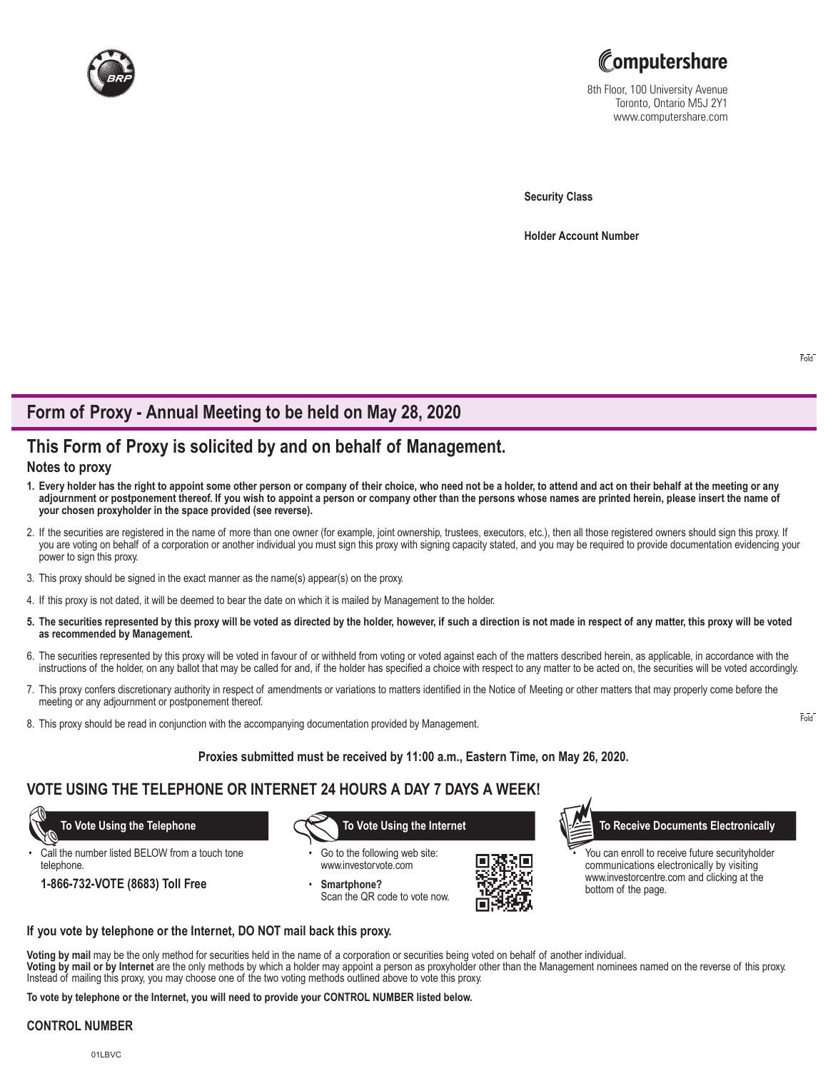Computershare
8th Floor, 100 University Avenue
Toronto, Ontario M5J 2Y1
www.computershare.com

**Security Class**

**Holder Account Number**

## Form of Proxy - Annual Meeting to be held on May 28, 2020

## This Form of Proxy is solicited by and on behalf of Management.

### Notes to proxy

1. **Every holder has the right to appoint some other person or company of their choice, who need not be a holder, to attend and act on their behalf at the meeting or any adjournment or postponement thereof. If you wish to appoint a person or company other than the persons whose names are printed herein, please insert the name of your chosen proxyholder in the space provided (see reverse).**
2. If the securities are registered in the name of more than one owner (for example, joint ownership, trustees, executors, etc.), then all those registered owners should sign this proxy. If you are voting on behalf of a corporation or another individual you must sign this proxy with signing capacity stated, and you may be required to provide documentation evidencing your power to sign this proxy.
3. This proxy should be signed in the exact manner as the name(s) appear(s) on the proxy.
4. If this proxy is not dated, it will be deemed to bear the date on which it is mailed by Management to the holder.
5. **The securities represented by this proxy will be voted as directed by the holder, however, if such a direction is not made in respect of any matter, this proxy will be voted as recommended by Management.**
6. The securities represented by this proxy will be voted in favour of or withheld from voting or voted against each of the matters described herein, as applicable, in accordance with the instructions of the holder, on any ballot that may be called for and, if the holder has specified a choice with respect to any matter to be acted on, the securities will be voted accordingly.
7. This proxy confers discretionary authority in respect of amendments or variations to matters identified in the Notice of Meeting or other matters that may properly come before the meeting or any adjournment or postponement thereof.
8. This proxy should be read in conjunction with the accompanying documentation provided by Management.

**Proxies submitted must be received by 11:00 a.m., Eastern Time, on May 26, 2020.**

## VOTE USING THE TELEPHONE OR INTERNET 24 HOURS A DAY 7 DAYS A WEEK!

**To Vote Using the Telephone**

- Call the number listed BELOW from a touch tone telephone.

**1-866-732-VOTE (8683) Toll Free**

**To Vote Using the Internet**

- Go to the following web site: www.investorvote.com
- **Smartphone?** Scan the QR code to vote now.

**To Receive Documents Electronically**

- You can enroll to receive future securityholder communications electronically by visiting www.investorcentre.com and clicking at the bottom of the page.

**If you vote by telephone or the Internet, DO NOT mail back this proxy.**

**Voting by mail** may be the only method for securities held in the name of a corporation or securities being voted on behalf of another individual.
**Voting by mail or by Internet** are the only methods by which a holder may appoint a person as proxyholder other than the Management nominees named on the reverse of this proxy. Instead of mailing this proxy, you may choose one of the two voting methods outlined above to vote this proxy.

**To vote by telephone or the Internet, you will need to provide your CONTROL NUMBER listed below.**

**CONTROL NUMBER**

01LBVC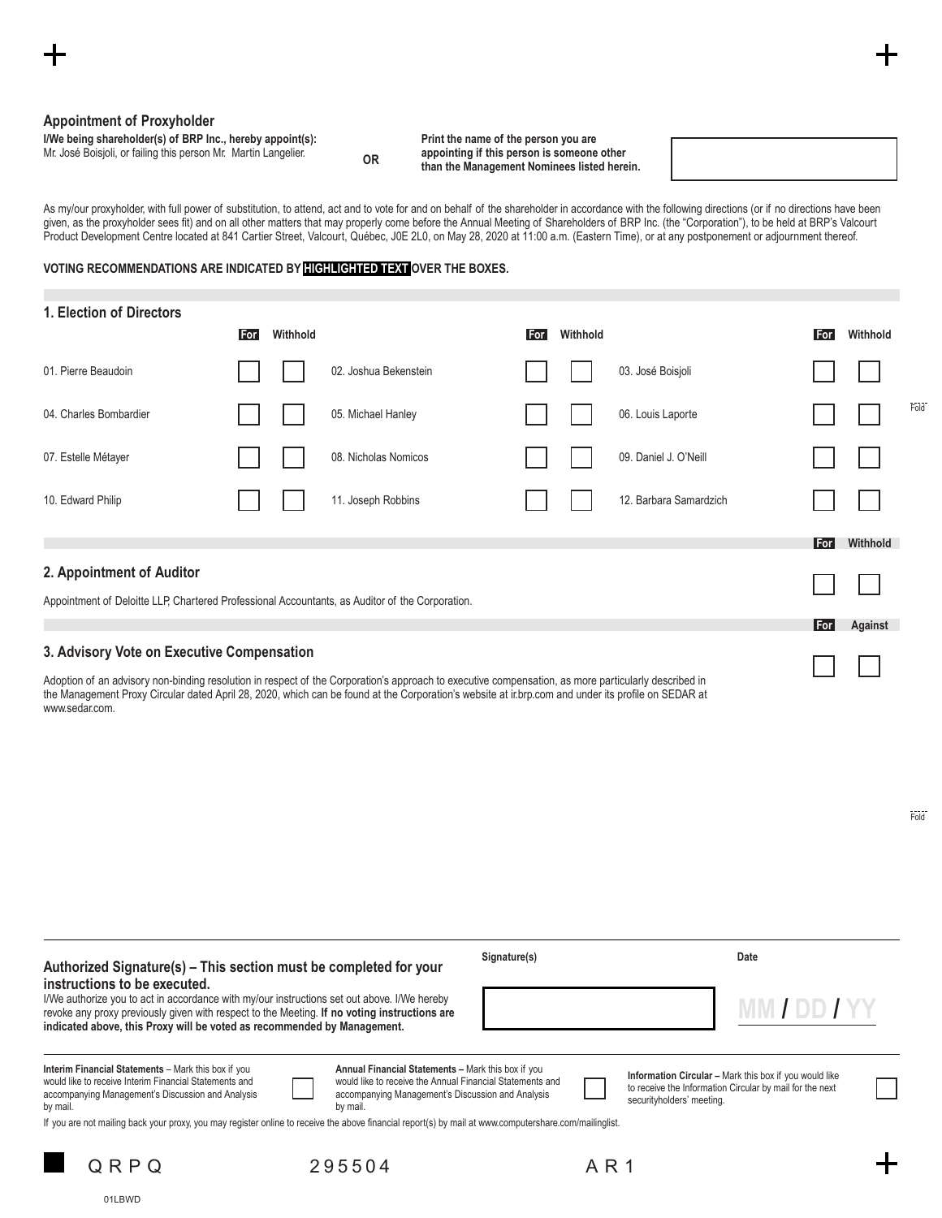## Appointment of Proxyholder

**I/We being shareholder(s) of BRP Inc., hereby appoint(s):**
Mr. José Boisjoli, or failing this person Mr. Martin Langelier.

**OR**

**Print the name of the person you are appointing if this person is someone other than the Management Nominees listed herein.**

As my/our proxyholder, with full power of substitution, to attend, act and to vote for and on behalf of the shareholder in accordance with the following directions (or if no directions have been given, as the proxyholder sees fit) and on all other matters that may properly come before the Annual Meeting of Shareholders of BRP Inc. (the "Corporation"), to be held at BRP's Valcourt Product Development Centre located at 841 Cartier Street, Valcourt, Québec, J0E 2L0, on May 28, 2020 at 11:00 a.m. (Eastern Time), or at any postponement or adjournment thereof.

**VOTING RECOMMENDATIONS ARE INDICATED BY HIGHLIGHTED TEXT OVER THE BOXES.**

### 1. Election of Directors

| | For | Withhold | | For | Withhold | | For | Withhold |
|---|---|---|---|---|---|---|---|---|
| 01. Pierre Beaudoin | | | 02. Joshua Bekenstein | | | 03. José Boisjoli | | |
| 04. Charles Bombardier | | | 05. Michael Hanley | | | 06. Louis Laporte | | |
| 07. Estelle Métayer | | | 08. Nicholas Nomicos | | | 09. Daniel J. O'Neill | | |
| 10. Edward Philip | | | 11. Joseph Robbins | | | 12. Barbara Samardzich | | |

### 2. Appointment of Auditor

For | Withhold

Appointment of Deloitte LLP, Chartered Professional Accountants, as Auditor of the Corporation.

### 3. Advisory Vote on Executive Compensation

For | Against

Adoption of an advisory non-binding resolution in respect of the Corporation's approach to executive compensation, as more particularly described in the Management Proxy Circular dated April 28, 2020, which can be found at the Corporation's website at ir.brp.com and under its profile on SEDAR at www.sedar.com.

### Authorized Signature(s) – This section must be completed for your instructions to be executed.

I/We authorize you to act in accordance with my/our instructions set out above. I/We hereby revoke any proxy previously given with respect to the Meeting. **If no voting instructions are indicated above, this Proxy will be voted as recommended by Management.**

Signature(s)

Date

MM / DD / YY

**Interim Financial Statements** – Mark this box if you would like to receive Interim Financial Statements and accompanying Management's Discussion and Analysis by mail.

**Annual Financial Statements –** Mark this box if you would like to receive the Annual Financial Statements and accompanying Management's Discussion and Analysis by mail.

**Information Circular –** Mark this box if you would like to receive the Information Circular by mail for the next securityholders' meeting.

If you are not mailing back your proxy, you may register online to receive the above financial report(s) by mail at www.computershare.com/mailinglist.

QRPQ 295504 AR1

01LBWD